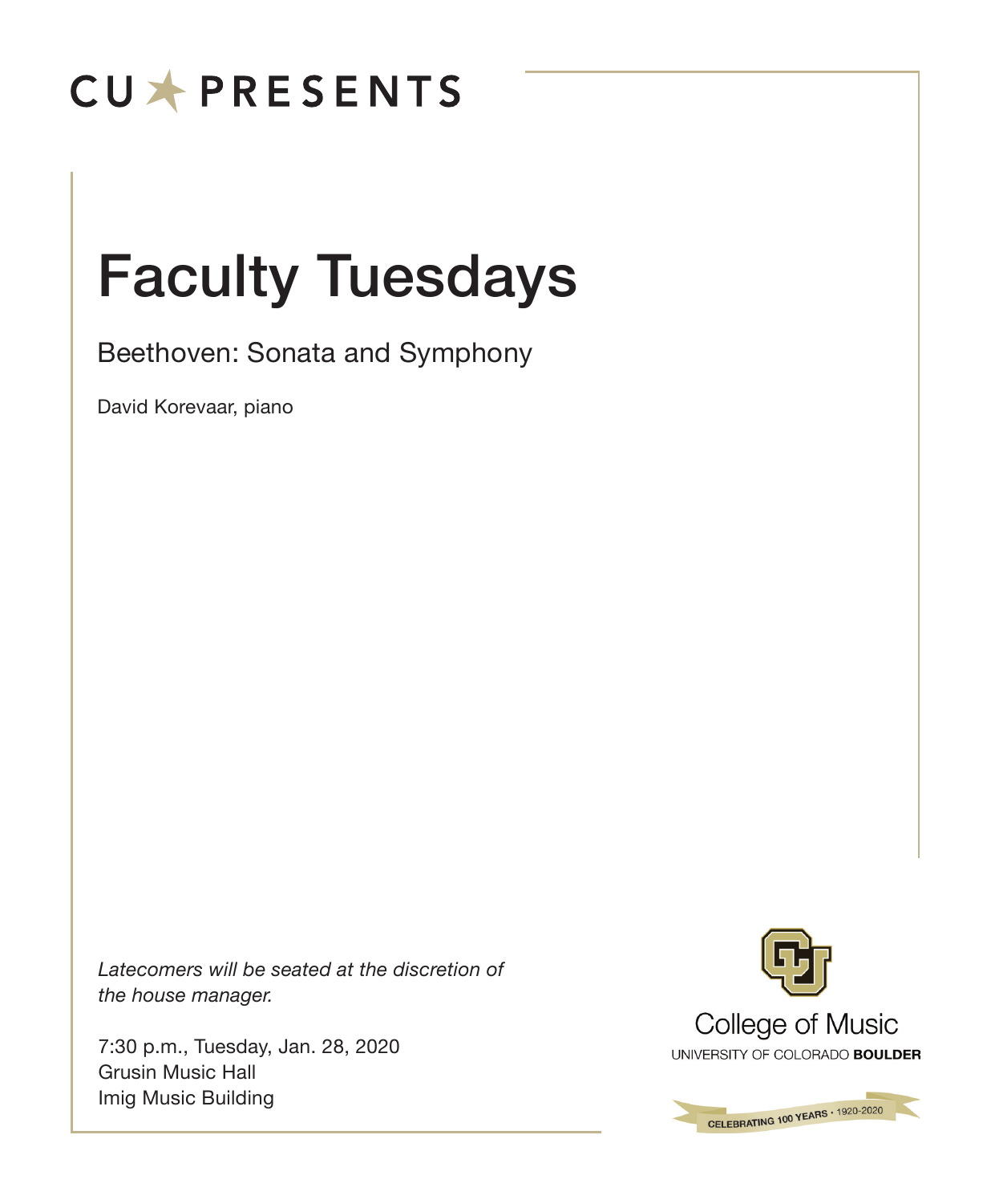CU ★ PRESENTS

# Faculty Tuesdays

## Beethoven: Sonata and Symphony

David Korevaar, piano

*Latecomers will be seated at the discretion of the house manager.*

7:30 p.m., Tuesday, Jan. 28, 2020
Grusin Music Hall
Imig Music Building

College of Music
UNIVERSITY OF COLORADO **BOULDER**

CELEBRATING 100 YEARS · 1920-2020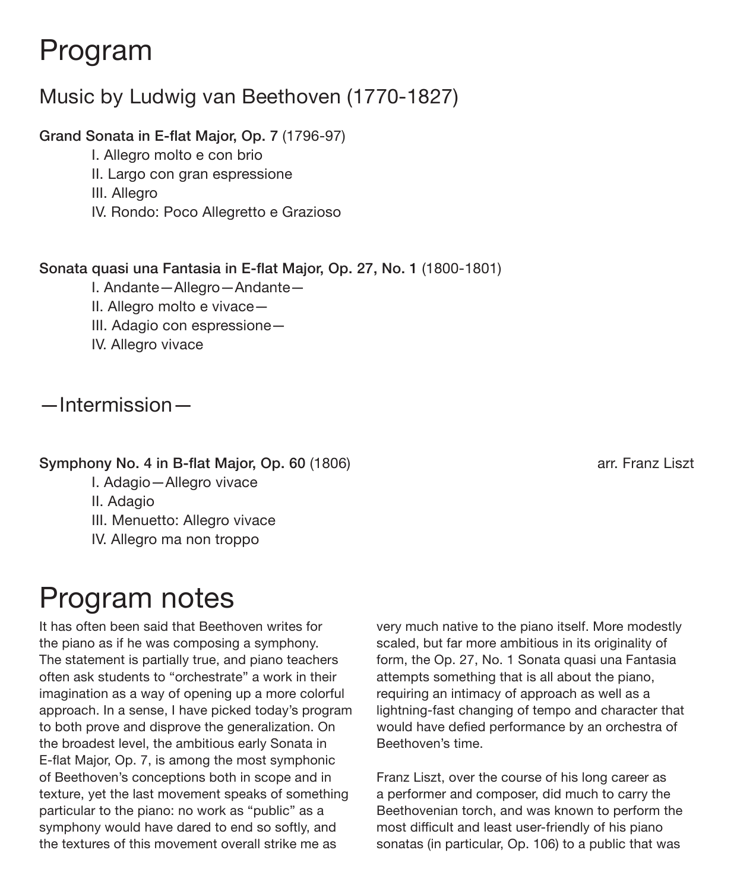# Program

## Music by Ludwig van Beethoven (1770-1827)

**Grand Sonata in E-flat Major, Op. 7** (1796-97)

I. Allegro molto e con brio
II. Largo con gran espressione
III. Allegro
IV. Rondo: Poco Allegretto e Grazioso

**Sonata quasi una Fantasia in E-flat Major, Op. 27, No. 1** (1800-1801)

I. Andante—Allegro—Andante—
II. Allegro molto e vivace—
III. Adagio con espressione—
IV. Allegro vivace

## —Intermission—

**Symphony No. 4 in B-flat Major, Op. 60** (1806) arr. Franz Liszt

I. Adagio—Allegro vivace
II. Adagio
III. Menuetto: Allegro vivace
IV. Allegro ma non troppo

# Program notes

It has often been said that Beethoven writes for the piano as if he was composing a symphony. The statement is partially true, and piano teachers often ask students to "orchestrate" a work in their imagination as a way of opening up a more colorful approach. In a sense, I have picked today's program to both prove and disprove the generalization. On the broadest level, the ambitious early Sonata in E-flat Major, Op. 7, is among the most symphonic of Beethoven's conceptions both in scope and in texture, yet the last movement speaks of something particular to the piano: no work as "public" as a symphony would have dared to end so softly, and the textures of this movement overall strike me as very much native to the piano itself. More modestly scaled, but far more ambitious in its originality of form, the Op. 27, No. 1 Sonata quasi una Fantasia attempts something that is all about the piano, requiring an intimacy of approach as well as a lightning-fast changing of tempo and character that would have defied performance by an orchestra of Beethoven's time.

Franz Liszt, over the course of his long career as a performer and composer, did much to carry the Beethovenian torch, and was known to perform the most difficult and least user-friendly of his piano sonatas (in particular, Op. 106) to a public that was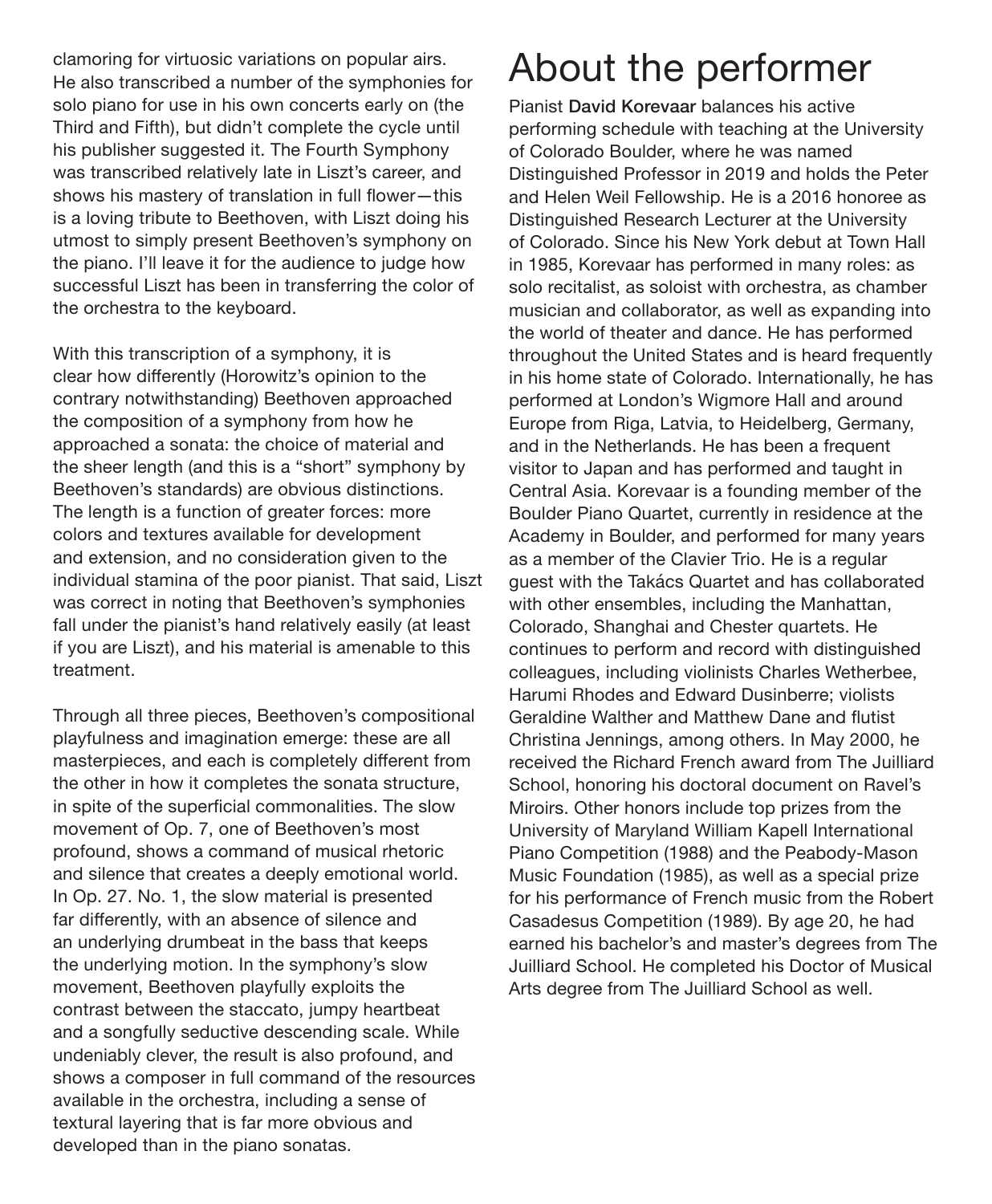clamoring for virtuosic variations on popular airs. He also transcribed a number of the symphonies for solo piano for use in his own concerts early on (the Third and Fifth), but didn't complete the cycle until his publisher suggested it. The Fourth Symphony was transcribed relatively late in Liszt's career, and shows his mastery of translation in full flower—this is a loving tribute to Beethoven, with Liszt doing his utmost to simply present Beethoven's symphony on the piano. I'll leave it for the audience to judge how successful Liszt has been in transferring the color of the orchestra to the keyboard.

With this transcription of a symphony, it is clear how differently (Horowitz's opinion to the contrary notwithstanding) Beethoven approached the composition of a symphony from how he approached a sonata: the choice of material and the sheer length (and this is a "short" symphony by Beethoven's standards) are obvious distinctions. The length is a function of greater forces: more colors and textures available for development and extension, and no consideration given to the individual stamina of the poor pianist. That said, Liszt was correct in noting that Beethoven's symphonies fall under the pianist's hand relatively easily (at least if you are Liszt), and his material is amenable to this treatment.

Through all three pieces, Beethoven's compositional playfulness and imagination emerge: these are all masterpieces, and each is completely different from the other in how it completes the sonata structure, in spite of the superficial commonalities. The slow movement of Op. 7, one of Beethoven's most profound, shows a command of musical rhetoric and silence that creates a deeply emotional world. In Op. 27. No. 1, the slow material is presented far differently, with an absence of silence and an underlying drumbeat in the bass that keeps the underlying motion. In the symphony's slow movement, Beethoven playfully exploits the contrast between the staccato, jumpy heartbeat and a songfully seductive descending scale. While undeniably clever, the result is also profound, and shows a composer in full command of the resources available in the orchestra, including a sense of textural layering that is far more obvious and developed than in the piano sonatas.

# About the performer

Pianist **David Korevaar** balances his active performing schedule with teaching at the University of Colorado Boulder, where he was named Distinguished Professor in 2019 and holds the Peter and Helen Weil Fellowship. He is a 2016 honoree as Distinguished Research Lecturer at the University of Colorado. Since his New York debut at Town Hall in 1985, Korevaar has performed in many roles: as solo recitalist, as soloist with orchestra, as chamber musician and collaborator, as well as expanding into the world of theater and dance. He has performed throughout the United States and is heard frequently in his home state of Colorado. Internationally, he has performed at London's Wigmore Hall and around Europe from Riga, Latvia, to Heidelberg, Germany, and in the Netherlands. He has been a frequent visitor to Japan and has performed and taught in Central Asia. Korevaar is a founding member of the Boulder Piano Quartet, currently in residence at the Academy in Boulder, and performed for many years as a member of the Clavier Trio. He is a regular guest with the Takács Quartet and has collaborated with other ensembles, including the Manhattan, Colorado, Shanghai and Chester quartets. He continues to perform and record with distinguished colleagues, including violinists Charles Wetherbee, Harumi Rhodes and Edward Dusinberre; violists Geraldine Walther and Matthew Dane and flutist Christina Jennings, among others. In May 2000, he received the Richard French award from The Juilliard School, honoring his doctoral document on Ravel's Miroirs. Other honors include top prizes from the University of Maryland William Kapell International Piano Competition (1988) and the Peabody-Mason Music Foundation (1985), as well as a special prize for his performance of French music from the Robert Casadesus Competition (1989). By age 20, he had earned his bachelor's and master's degrees from The Juilliard School. He completed his Doctor of Musical Arts degree from The Juilliard School as well.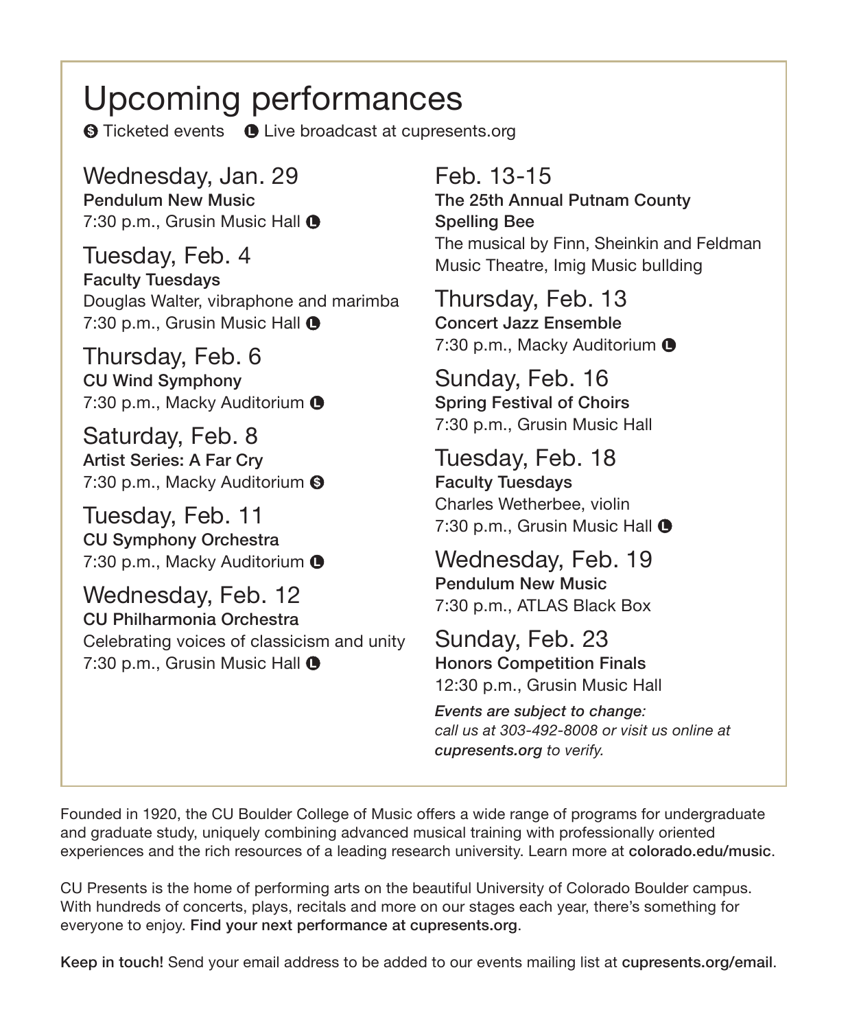# Upcoming performances

$ Ticketed events    L Live broadcast at cupresents.org

Wednesday, Jan. 29
**Pendulum New Music**
7:30 p.m., Grusin Music Hall L

Tuesday, Feb. 4
**Faculty Tuesdays**
Douglas Walter, vibraphone and marimba
7:30 p.m., Grusin Music Hall L

Thursday, Feb. 6
**CU Wind Symphony**
7:30 p.m., Macky Auditorium L

Saturday, Feb. 8
**Artist Series: A Far Cry**
7:30 p.m., Macky Auditorium $

Tuesday, Feb. 11
**CU Symphony Orchestra**
7:30 p.m., Macky Auditorium L

Wednesday, Feb. 12
**CU Philharmonia Orchestra**
Celebrating voices of classicism and unity
7:30 p.m., Grusin Music Hall L

Feb. 13-15
**The 25th Annual Putnam County Spelling Bee**
The musical by Finn, Sheinkin and Feldman
Music Theatre, Imig Music bullding

Thursday, Feb. 13
**Concert Jazz Ensemble**
7:30 p.m., Macky Auditorium L

Sunday, Feb. 16
**Spring Festival of Choirs**
7:30 p.m., Grusin Music Hall

Tuesday, Feb. 18
**Faculty Tuesdays**
Charles Wetherbee, violin
7:30 p.m., Grusin Music Hall L

Wednesday, Feb. 19
**Pendulum New Music**
7:30 p.m., ATLAS Black Box

Sunday, Feb. 23
**Honors Competition Finals**
12:30 p.m., Grusin Music Hall

***Events are subject to change:***
*call us at 303-492-8008 or visit us online at* ***cupresents.org*** *to verify.*

Founded in 1920, the CU Boulder College of Music offers a wide range of programs for undergraduate and graduate study, uniquely combining advanced musical training with professionally oriented experiences and the rich resources of a leading research university. Learn more at **colorado.edu/music**.

CU Presents is the home of performing arts on the beautiful University of Colorado Boulder campus. With hundreds of concerts, plays, recitals and more on our stages each year, there's something for everyone to enjoy. **Find your next performance at cupresents.org**.

**Keep in touch!** Send your email address to be added to our events mailing list at **cupresents.org/email**.